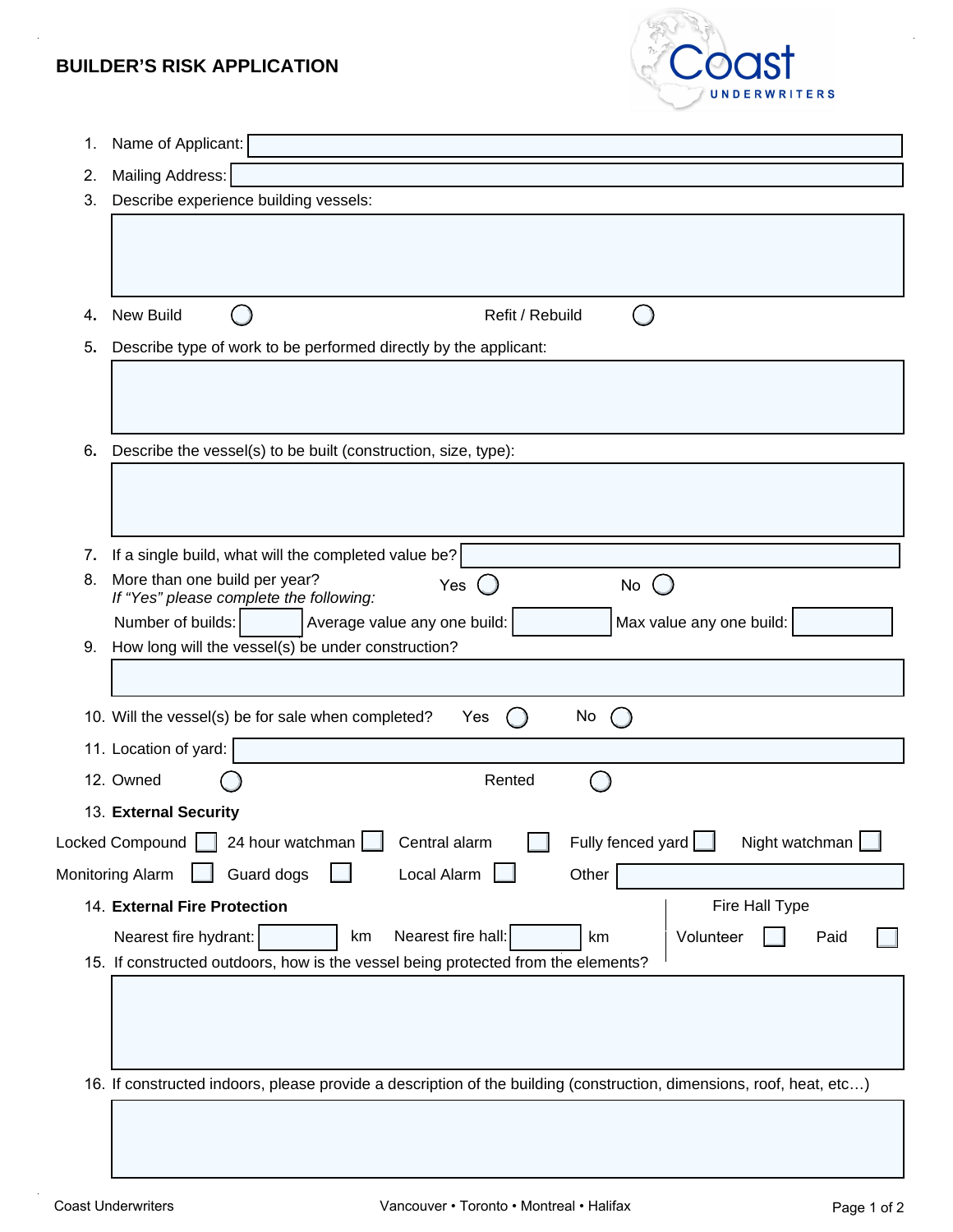# BUILDER'S RISK APPLICATION

Coast UNDERWRITERS

1. Name of Applicant: 
2. Mailing Address: 
3. Describe experience building vessels:

4. New Build ◯ Refit / Rebuild ◯

5. Describe type of work to be performed directly by the applicant:

6. Describe the vessel(s) to be built (construction, size, type):

7. If a single build, what will the completed value be? 
8. More than one build per year? Yes ◯ No ◯
   *If "Yes" please complete the following:*
   Number of builds: Average value any one build: Max value any one build: 
9. How long will the vessel(s) be under construction?

10. Will the vessel(s) be for sale when completed? Yes ◯ No ◯
11. Location of yard: 
12. Owned ◯ Rented ◯
13. **External Security**

Locked Compound ☐ 24 hour watchman ☐ Central alarm ☐ Fully fenced yard ☐ Night watchman ☐

Monitoring Alarm ☐ Guard dogs ☐ Local Alarm ☐ Other 

14. **External Fire Protection**

Nearest fire hydrant: km Nearest fire hall: km

Fire Hall Type: Volunteer ☐ Paid ☐

15. If constructed outdoors, how is the vessel being protected from the elements?

16. If constructed indoors, please provide a description of the building (construction, dimensions, roof, heat, etc…)

Coast Underwriters

Vancouver • Toronto • Montreal • Halifax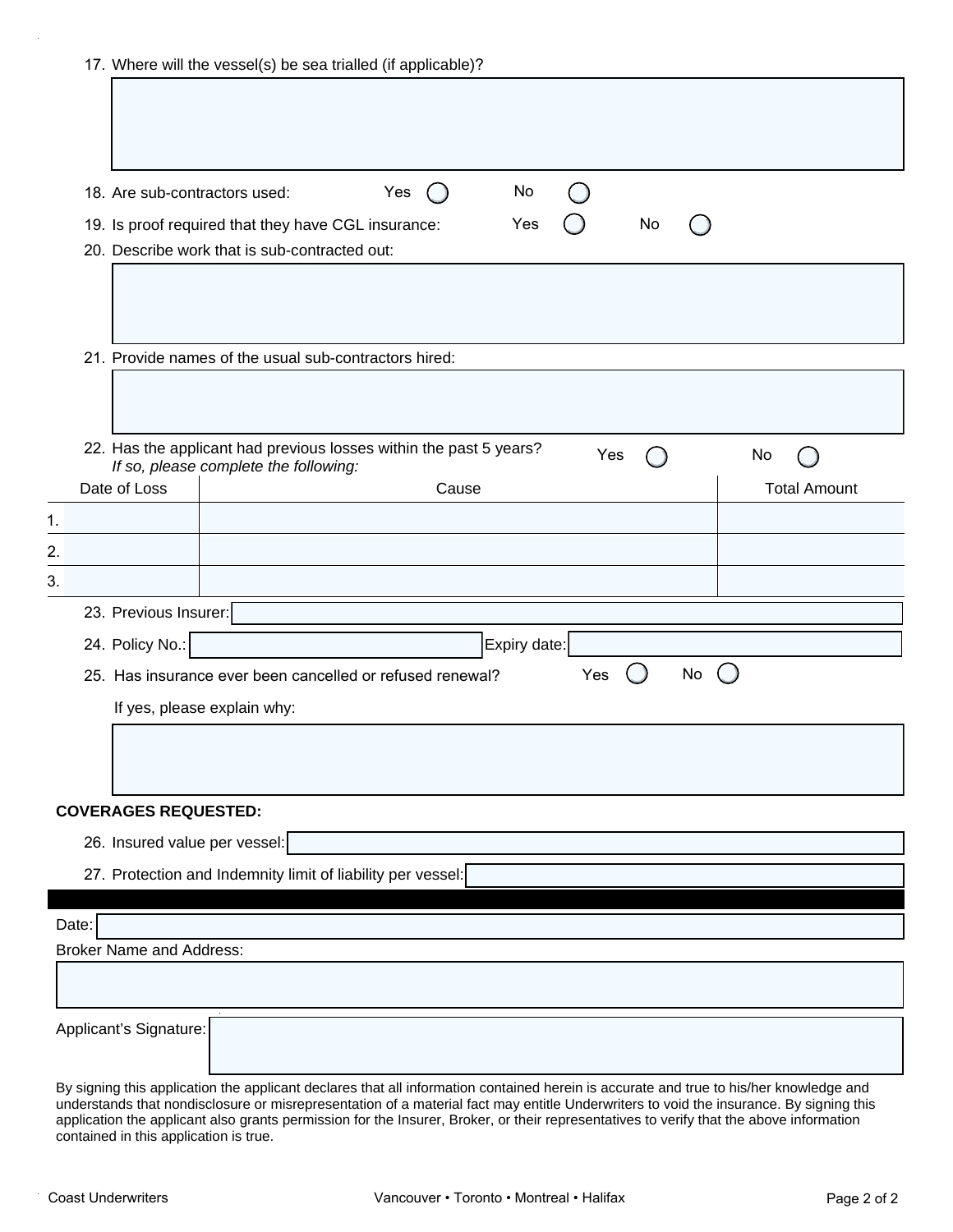17. Where will the vessel(s) be sea trialled (if applicable)?

18. Are sub-contractors used: Yes ◯ No ◯

19. Is proof required that they have CGL insurance: Yes ◯ No ◯

20. Describe work that is sub-contracted out:

21. Provide names of the usual sub-contractors hired:

22. Has the applicant had previous losses within the past 5 years? Yes ◯ No ◯
*If so, please complete the following:*

| | Date of Loss | Cause | Total Amount |
|---|---|---|---|
| 1. | | | |
| 2. | | | |
| 3. | | | |

23. Previous Insurer:

24. Policy No.: Expiry date:

25. Has insurance ever been cancelled or refused renewal? Yes ◯ No ◯

If yes, please explain why:

**COVERAGES REQUESTED:**

26. Insured value per vessel:

27. Protection and Indemnity limit of liability per vessel:

Date:

Broker Name and Address:

Applicant's Signature:

By signing this application the applicant declares that all information contained herein is accurate and true to his/her knowledge and understands that nondisclosure or misrepresentation of a material fact may entitle Underwriters to void the insurance. By signing this application the applicant also grants permission for the Insurer, Broker, or their representatives to verify that the above information contained in this application is true.

Coast Underwriters Vancouver • Toronto • Montreal • Halifax